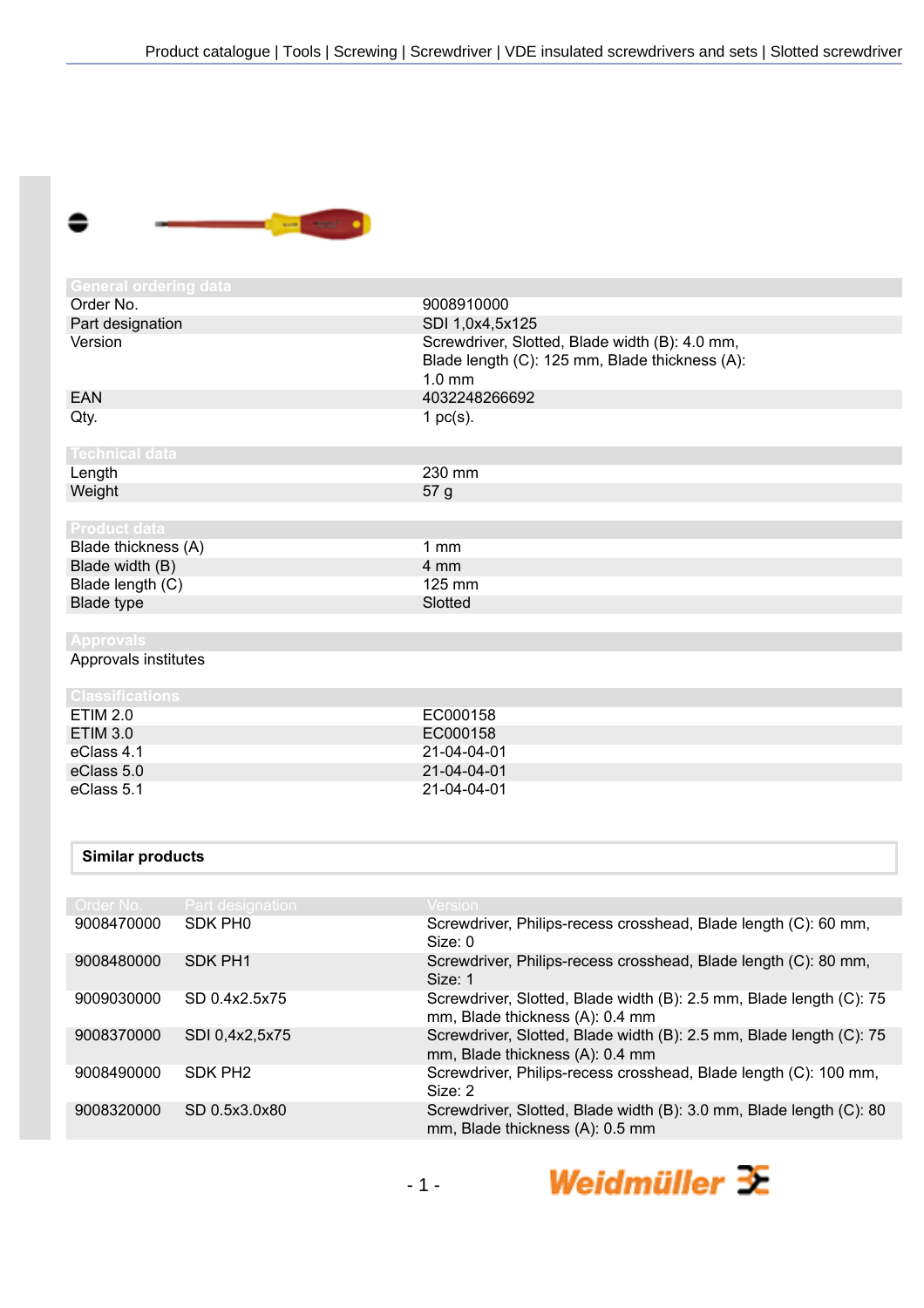Product catalogue | Tools | Screwing | Screwdriver | VDE insulated screwdrivers and sets | Slotted screwdriver

## General ordering data

| | |
|---|---|
| Order No. | 9008910000 |
| Part designation | SDI 1,0x4,5x125 |
| Version | Screwdriver, Slotted, Blade width (B): 4.0 mm, Blade length (C): 125 mm, Blade thickness (A): 1.0 mm |
| EAN | 4032248266692 |
| Qty. | 1 pc(s). |

## Technical data

| | |
|---|---|
| Length | 230 mm |
| Weight | 57 g |

## Product data

| | |
|---|---|
| Blade thickness (A) | 1 mm |
| Blade width (B) | 4 mm |
| Blade length (C) | 125 mm |
| Blade type | Slotted |

## Approvals

| | |
|---|---|
| Approvals institutes | |

## Classifications

| | |
|---|---|
| ETIM 2.0 | EC000158 |
| ETIM 3.0 | EC000158 |
| eClass 4.1 | 21-04-04-01 |
| eClass 5.0 | 21-04-04-01 |
| eClass 5.1 | 21-04-04-01 |

## Similar products

| Order No. | Part designation | Version |
|---|---|---|
| 9008470000 | SDK PH0 | Screwdriver, Philips-recess crosshead, Blade length (C): 60 mm, Size: 0 |
| 9008480000 | SDK PH1 | Screwdriver, Philips-recess crosshead, Blade length (C): 80 mm, Size: 1 |
| 9009030000 | SD 0.4x2.5x75 | Screwdriver, Slotted, Blade width (B): 2.5 mm, Blade length (C): 75 mm, Blade thickness (A): 0.4 mm |
| 9008370000 | SDI 0,4x2,5x75 | Screwdriver, Slotted, Blade width (B): 2.5 mm, Blade length (C): 75 mm, Blade thickness (A): 0.4 mm |
| 9008490000 | SDK PH2 | Screwdriver, Philips-recess crosshead, Blade length (C): 100 mm, Size: 2 |
| 9008320000 | SD 0.5x3.0x80 | Screwdriver, Slotted, Blade width (B): 3.0 mm, Blade length (C): 80 mm, Blade thickness (A): 0.5 mm |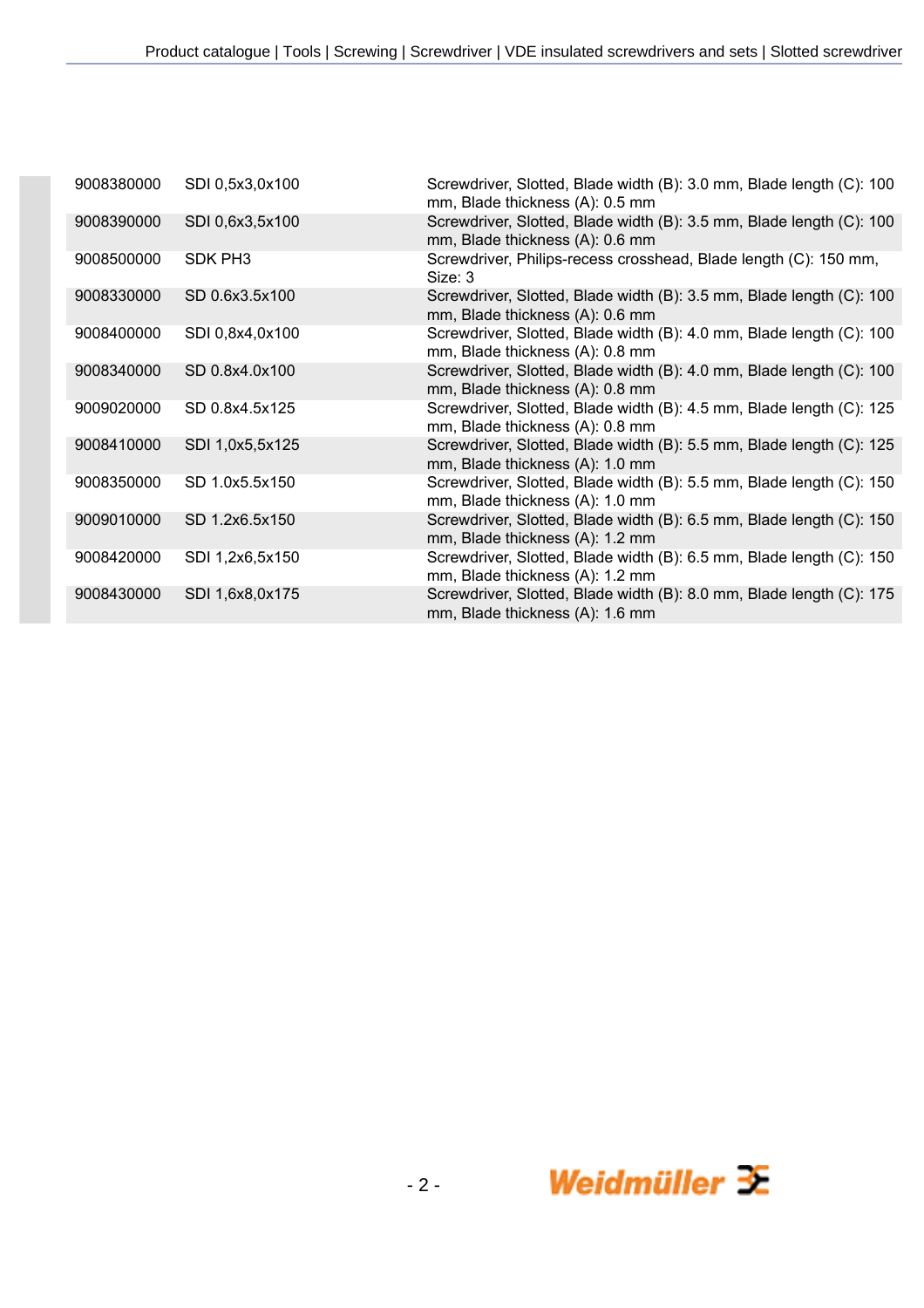| | | |
|---|---|---|
| 9008380000 | SDI 0,5x3,0x100 | Screwdriver, Slotted, Blade width (B): 3.0 mm, Blade length (C): 100 mm, Blade thickness (A): 0.5 mm |
| 9008390000 | SDI 0,6x3,5x100 | Screwdriver, Slotted, Blade width (B): 3.5 mm, Blade length (C): 100 mm, Blade thickness (A): 0.6 mm |
| 9008500000 | SDK PH3 | Screwdriver, Philips-recess crosshead, Blade length (C): 150 mm, Size: 3 |
| 9008330000 | SD 0.6x3.5x100 | Screwdriver, Slotted, Blade width (B): 3.5 mm, Blade length (C): 100 mm, Blade thickness (A): 0.6 mm |
| 9008400000 | SDI 0,8x4,0x100 | Screwdriver, Slotted, Blade width (B): 4.0 mm, Blade length (C): 100 mm, Blade thickness (A): 0.8 mm |
| 9008340000 | SD 0.8x4.0x100 | Screwdriver, Slotted, Blade width (B): 4.0 mm, Blade length (C): 100 mm, Blade thickness (A): 0.8 mm |
| 9009020000 | SD 0.8x4.5x125 | Screwdriver, Slotted, Blade width (B): 4.5 mm, Blade length (C): 125 mm, Blade thickness (A): 0.8 mm |
| 9008410000 | SDI 1,0x5,5x125 | Screwdriver, Slotted, Blade width (B): 5.5 mm, Blade length (C): 125 mm, Blade thickness (A): 1.0 mm |
| 9008350000 | SD 1.0x5.5x150 | Screwdriver, Slotted, Blade width (B): 5.5 mm, Blade length (C): 150 mm, Blade thickness (A): 1.0 mm |
| 9009010000 | SD 1.2x6.5x150 | Screwdriver, Slotted, Blade width (B): 6.5 mm, Blade length (C): 150 mm, Blade thickness (A): 1.2 mm |
| 9008420000 | SDI 1,2x6,5x150 | Screwdriver, Slotted, Blade width (B): 6.5 mm, Blade length (C): 150 mm, Blade thickness (A): 1.2 mm |
| 9008430000 | SDI 1,6x8,0x175 | Screwdriver, Slotted, Blade width (B): 8.0 mm, Blade length (C): 175 mm, Blade thickness (A): 1.6 mm |